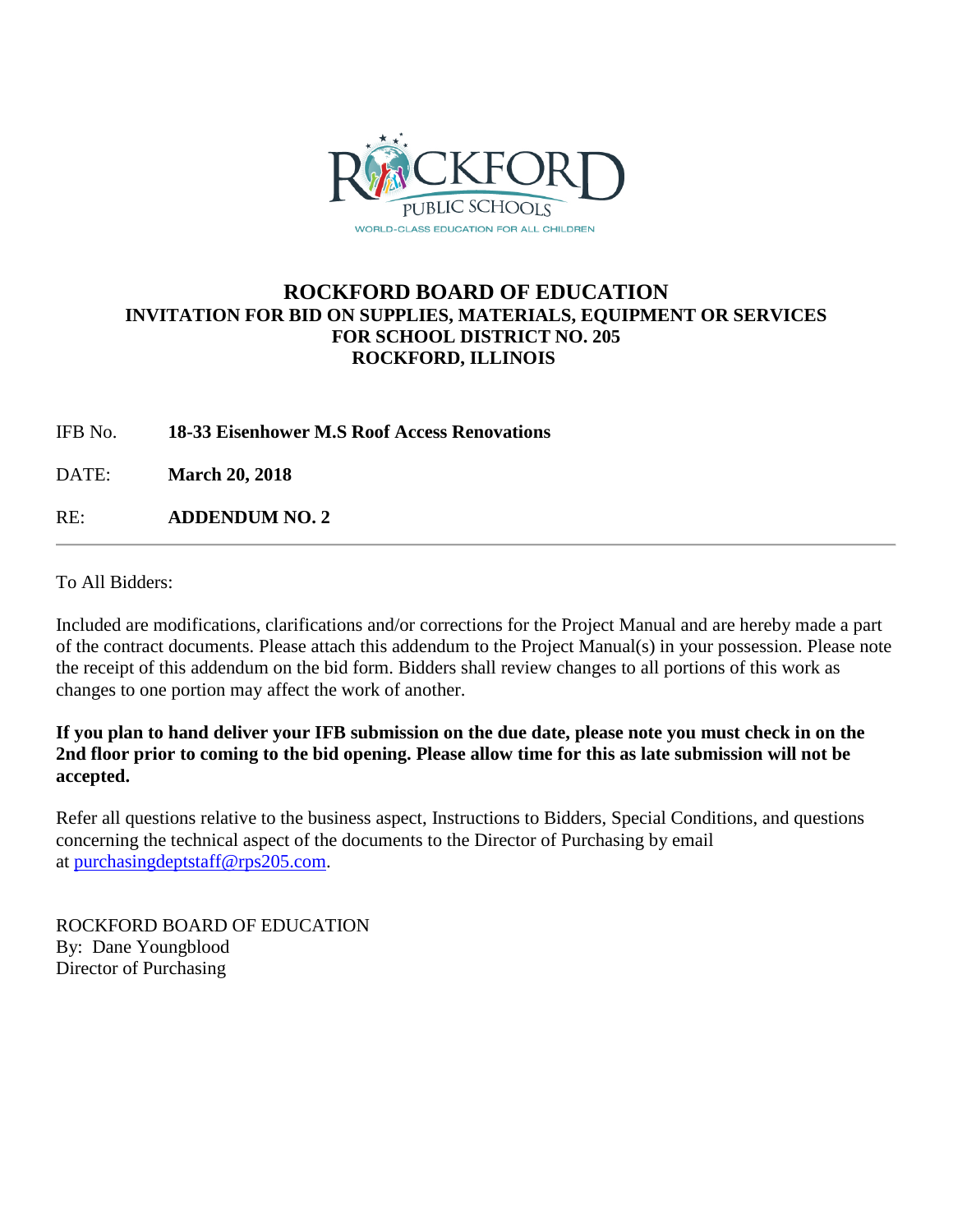# ROCKFORD BOARD OF EDUCATION

**INVITATION FOR BID ON SUPPLIES, MATERIALS, EQUIPMENT OR SERVICES**
**FOR SCHOOL DISTRICT NO. 205**
**ROCKFORD, ILLINOIS**

IFB No. **18-33 Eisenhower M.S Roof Access Renovations**

DATE: **March 20, 2018**

RE: **ADDENDUM NO. 2**

---

To All Bidders:

Included are modifications, clarifications and/or corrections for the Project Manual and are hereby made a part of the contract documents. Please attach this addendum to the Project Manual(s) in your possession. Please note the receipt of this addendum on the bid form. Bidders shall review changes to all portions of this work as changes to one portion may affect the work of another.

**If you plan to hand deliver your IFB submission on the due date, please note you must check in on the 2nd floor prior to coming to the bid opening. Please allow time for this as late submission will not be accepted.**

Refer all questions relative to the business aspect, Instructions to Bidders, Special Conditions, and questions concerning the technical aspect of the documents to the Director of Purchasing by email at purchasingdeptstaff@rps205.com.

ROCKFORD BOARD OF EDUCATION
By: Dane Youngblood
Director of Purchasing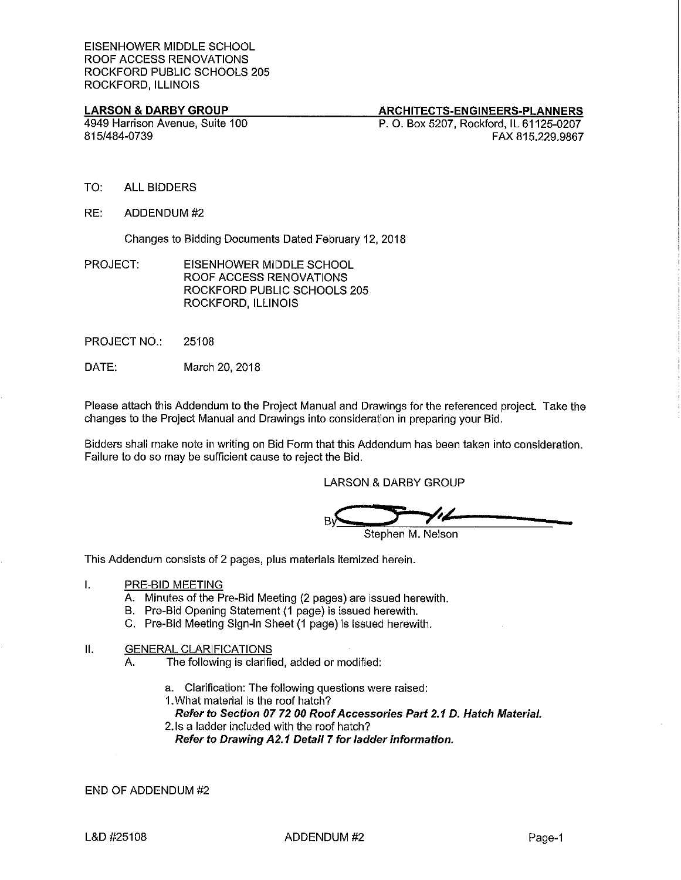EISENHOWER MIDDLE SCHOOL
ROOF ACCESS RENOVATIONS
ROCKFORD PUBLIC SCHOOLS 205
ROCKFORD, ILLINOIS

**LARSON & DARBY GROUP** — **ARCHITECTS-ENGINEERS-PLANNERS**

4949 Harrison Avenue, Suite 100
815/484-0739

P. O. Box 5207, Rockford, IL 61125-0207
FAX 815.229.9867

TO: ALL BIDDERS

RE: ADDENDUM #2

Changes to Bidding Documents Dated February 12, 2018

PROJECT: EISENHOWER MIDDLE SCHOOL
ROOF ACCESS RENOVATIONS
ROCKFORD PUBLIC SCHOOLS 205
ROCKFORD, ILLINOIS

PROJECT NO.: 25108

DATE: March 20, 2018

Please attach this Addendum to the Project Manual and Drawings for the referenced project. Take the changes to the Project Manual and Drawings into consideration in preparing your Bid.

Bidders shall make note in writing on Bid Form that this Addendum has been taken into consideration. Failure to do so may be sufficient cause to reject the Bid.

LARSON & DARBY GROUP

By ______________________
Stephen M. Nelson

This Addendum consists of 2 pages, plus materials itemized herein.

I. PRE-BID MEETING
   A. Minutes of the Pre-Bid Meeting (2 pages) are issued herewith.
   B. Pre-Bid Opening Statement (1 page) is issued herewith.
   C. Pre-Bid Meeting Sign-in Sheet (1 page) is issued herewith.

II. GENERAL CLARIFICATIONS
   A. The following is clarified, added or modified:

      a. Clarification: The following questions were raised:
      1. What material is the roof hatch?
         ***Refer to Section 07 72 00 Roof Accessories Part 2.1 D. Hatch Material.***
      2. Is a ladder included with the roof hatch?
         ***Refer to Drawing A2.1 Detail 7 for ladder information.***

END OF ADDENDUM #2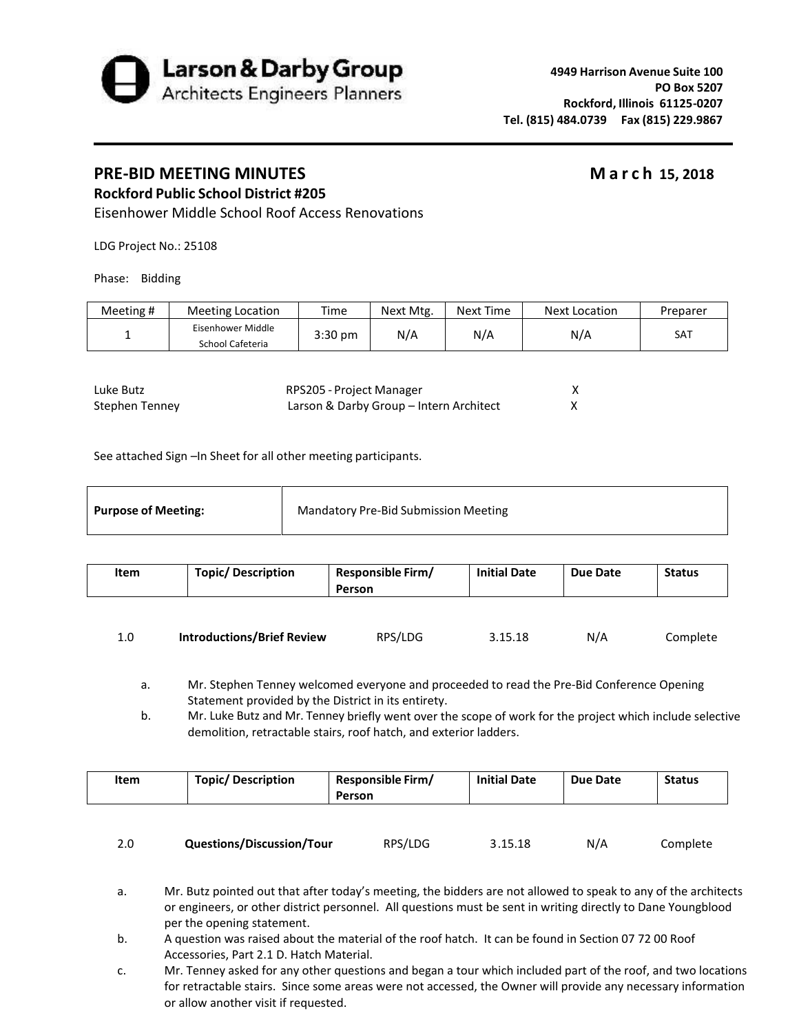Larson & Darby Group
Architects Engineers Planners

4949 Harrison Avenue Suite 100
PO Box 5207
Rockford, Illinois 61125-0207
Tel. (815) 484.0739 Fax (815) 229.9867

## PRE-BID MEETING MINUTES — March 15, 2018

**Rockford Public School District #205**

Eisenhower Middle School Roof Access Renovations

LDG Project No.: 25108

Phase: Bidding

| Meeting # | Meeting Location | Time | Next Mtg. | Next Time | Next Location | Preparer |
|---|---|---|---|---|---|---|
| 1 | Eisenhower Middle School Cafeteria | 3:30 pm | N/A | N/A | N/A | SAT |

| | | |
|---|---|---|
| Luke Butz | RPS205 - Project Manager | X |
| Stephen Tenney | Larson & Darby Group – Intern Architect | X |

See attached Sign –In Sheet for all other meeting participants.

| **Purpose of Meeting:** | Mandatory Pre-Bid Submission Meeting |
|---|---|

| Item | Topic/ Description | Responsible Firm/ Person | Initial Date | Due Date | Status |
|---|---|---|---|---|---|
| 1.0 | **Introductions/Brief Review** | RPS/LDG | 3.15.18 | N/A | Complete |

a. Mr. Stephen Tenney welcomed everyone and proceeded to read the Pre-Bid Conference Opening Statement provided by the District in its entirety.

b. Mr. Luke Butz and Mr. Tenney briefly went over the scope of work for the project which include selective demolition, retractable stairs, roof hatch, and exterior ladders.

| Item | Topic/ Description | Responsible Firm/ Person | Initial Date | Due Date | Status |
|---|---|---|---|---|---|
| 2.0 | **Questions/Discussion/Tour** | RPS/LDG | 3.15.18 | N/A | Complete |

a. Mr. Butz pointed out that after today's meeting, the bidders are not allowed to speak to any of the architects or engineers, or other district personnel. All questions must be sent in writing directly to Dane Youngblood per the opening statement.

b. A question was raised about the material of the roof hatch. It can be found in Section 07 72 00 Roof Accessories, Part 2.1 D. Hatch Material.

c. Mr. Tenney asked for any other questions and began a tour which included part of the roof, and two locations for retractable stairs. Since some areas were not accessed, the Owner will provide any necessary information or allow another visit if requested.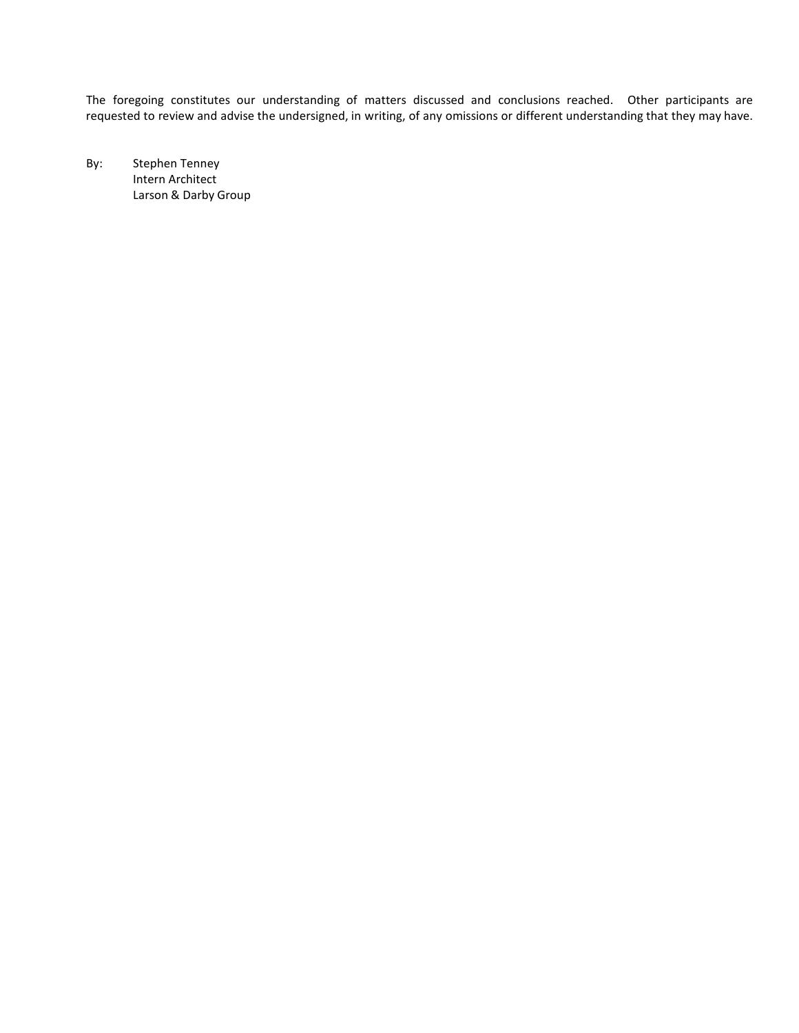The foregoing constitutes our understanding of matters discussed and conclusions reached. Other participants are requested to review and advise the undersigned, in writing, of any omissions or different understanding that they may have.

By: Stephen Tenney  
Intern Architect  
Larson & Darby Group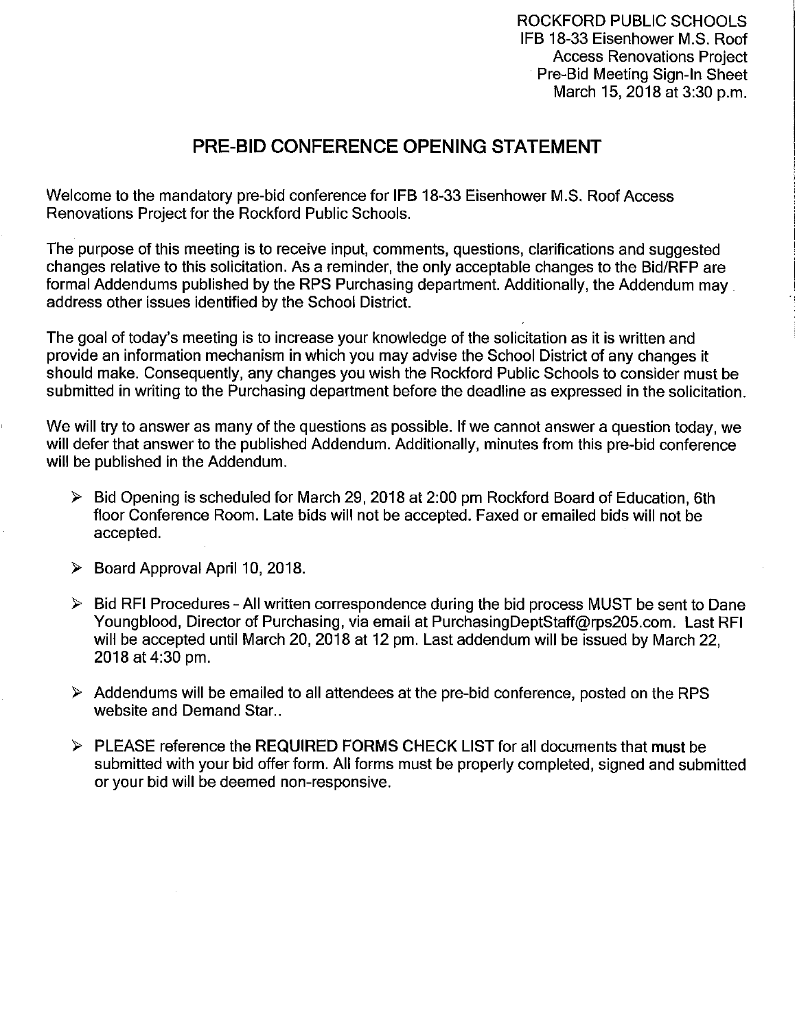ROCKFORD PUBLIC SCHOOLS
IFB 18-33 Eisenhower M.S. Roof Access Renovations Project
Pre-Bid Meeting Sign-In Sheet
March 15, 2018 at 3:30 p.m.

# PRE-BID CONFERENCE OPENING STATEMENT

Welcome to the mandatory pre-bid conference for IFB 18-33 Eisenhower M.S. Roof Access Renovations Project for the Rockford Public Schools.

The purpose of this meeting is to receive input, comments, questions, clarifications and suggested changes relative to this solicitation. As a reminder, the only acceptable changes to the Bid/RFP are formal Addendums published by the RPS Purchasing department. Additionally, the Addendum may address other issues identified by the School District.

The goal of today's meeting is to increase your knowledge of the solicitation as it is written and provide an information mechanism in which you may advise the School District of any changes it should make. Consequently, any changes you wish the Rockford Public Schools to consider must be submitted in writing to the Purchasing department before the deadline as expressed in the solicitation.

We will try to answer as many of the questions as possible. If we cannot answer a question today, we will defer that answer to the published Addendum. Additionally, minutes from this pre-bid conference will be published in the Addendum.

- Bid Opening is scheduled for March 29, 2018 at 2:00 pm Rockford Board of Education, 6th floor Conference Room. Late bids will not be accepted. Faxed or emailed bids will not be accepted.
- Board Approval April 10, 2018.
- Bid RFI Procedures - All written correspondence during the bid process MUST be sent to Dane Youngblood, Director of Purchasing, via email at PurchasingDeptStaff@rps205.com. Last RFI will be accepted until March 20, 2018 at 12 pm. Last addendum will be issued by March 22, 2018 at 4:30 pm.
- Addendums will be emailed to all attendees at the pre-bid conference, posted on the RPS website and Demand Star..
- PLEASE reference the **REQUIRED FORMS CHECK LIST** for all documents that **must** be submitted with your bid offer form. All forms must be properly completed, signed and submitted or your bid will be deemed non-responsive.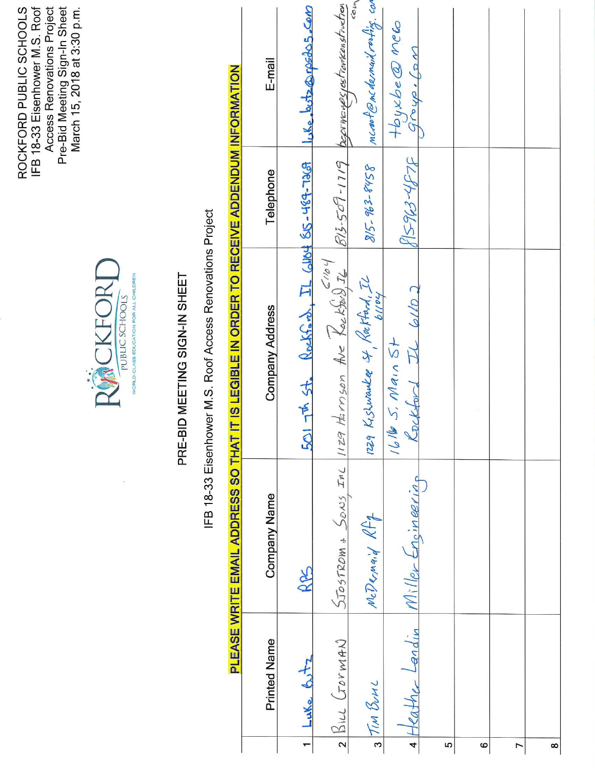ROCKFORD PUBLIC SCHOOLS
IFB 18-33 Eisenhower M.S. Roof
Access Renovations Project
Pre-Bid Meeting Sign-In Sheet
March 15, 2018 at 3:30 p.m.

ROCKFORD PUBLIC SCHOOLS
WORLD-CLASS EDUCATION FOR ALL CHILDREN

## PRE-BID MEETING SIGN-IN SHEET

IFB 18-33 Eisenhower M.S. Roof Access Renovations Project

**PLEASE WRITE EMAIL ADDRESS SO THAT IT IS LEGIBLE IN ORDER TO RECEIVE ADDENDUM INFORMATION**

| | Printed Name | Company Name | Company Address | Telephone | E-mail |
|---|---|---|---|---|---|
| 1 | Luke Butz | RPS | 501 7th St. Rockford, IL 61104 | 815-489-7269 | luke.butz@rps205.com |
| 2 | Bill Gorman | Sjostrom + Sons, Inc | 1129 Harrison Ave Rockford, IL 61104 | 815-509-1119 | bgorman@sjostromconstruction.com |
| 3 | Tim Buhl | McDermaid Rfg | 1229 Kishwaukee St, Rockford, IL 61104 | 815-963-8458 | mcroof@mcdermaidroofing.com |
| 4 | Heather Landin | Miller Engineering | 1616 S. Main St Rockford IL 61102 | 815963-4878 | tbyxbe@meeo group.com |
| 5 | | | | | |
| 6 | | | | | |
| 7 | | | | | |
| 8 | | | | | |